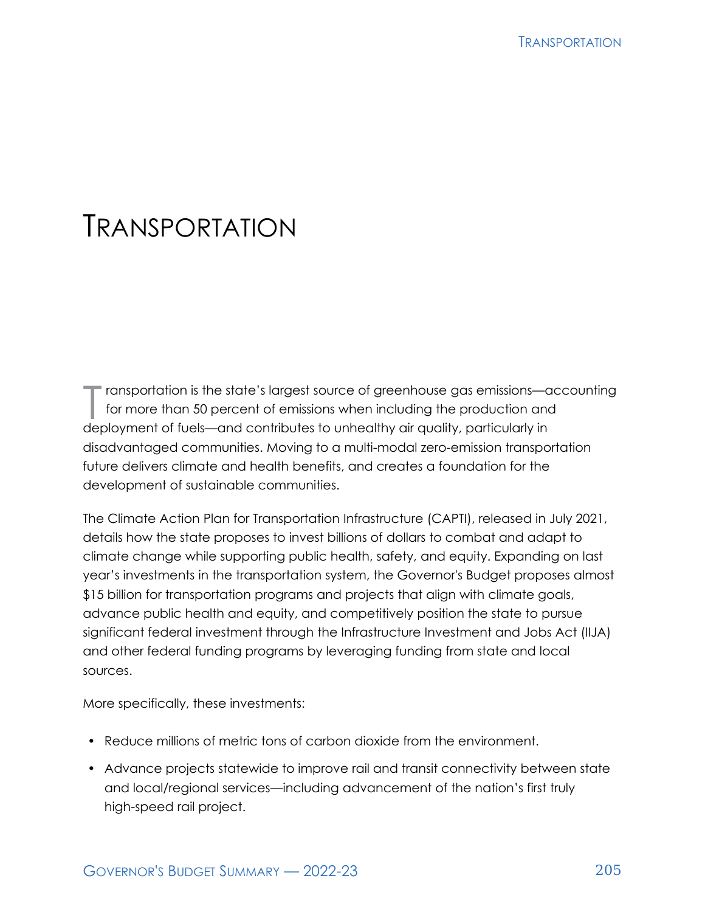# TRANSPORTATION

Transportation is the state's largest source of greenhouse gas emissions—accounting for more than 50 percent of emissions when including the production and deployment of fuels—and contributes to unhealthy air quality, particularly in disadvantaged communities. Moving to a multi-modal zero-emission transportation future delivers climate and health benefits, and creates a foundation for the development of sustainable communities.

The Climate Action Plan for Transportation Infrastructure (CAPTI), released in July 2021, details how the state proposes to invest billions of dollars to combat and adapt to climate change while supporting public health, safety, and equity. Expanding on last year's investments in the transportation system, the Governor's Budget proposes almost $15 billion for transportation programs and projects that align with climate goals, advance public health and equity, and competitively position the state to pursue significant federal investment through the Infrastructure Investment and Jobs Act (IIJA) and other federal funding programs by leveraging funding from state and local sources.

More specifically, these investments:

- Reduce millions of metric tons of carbon dioxide from the environment.
- Advance projects statewide to improve rail and transit connectivity between state and local/regional services—including advancement of the nation's first truly high-speed rail project.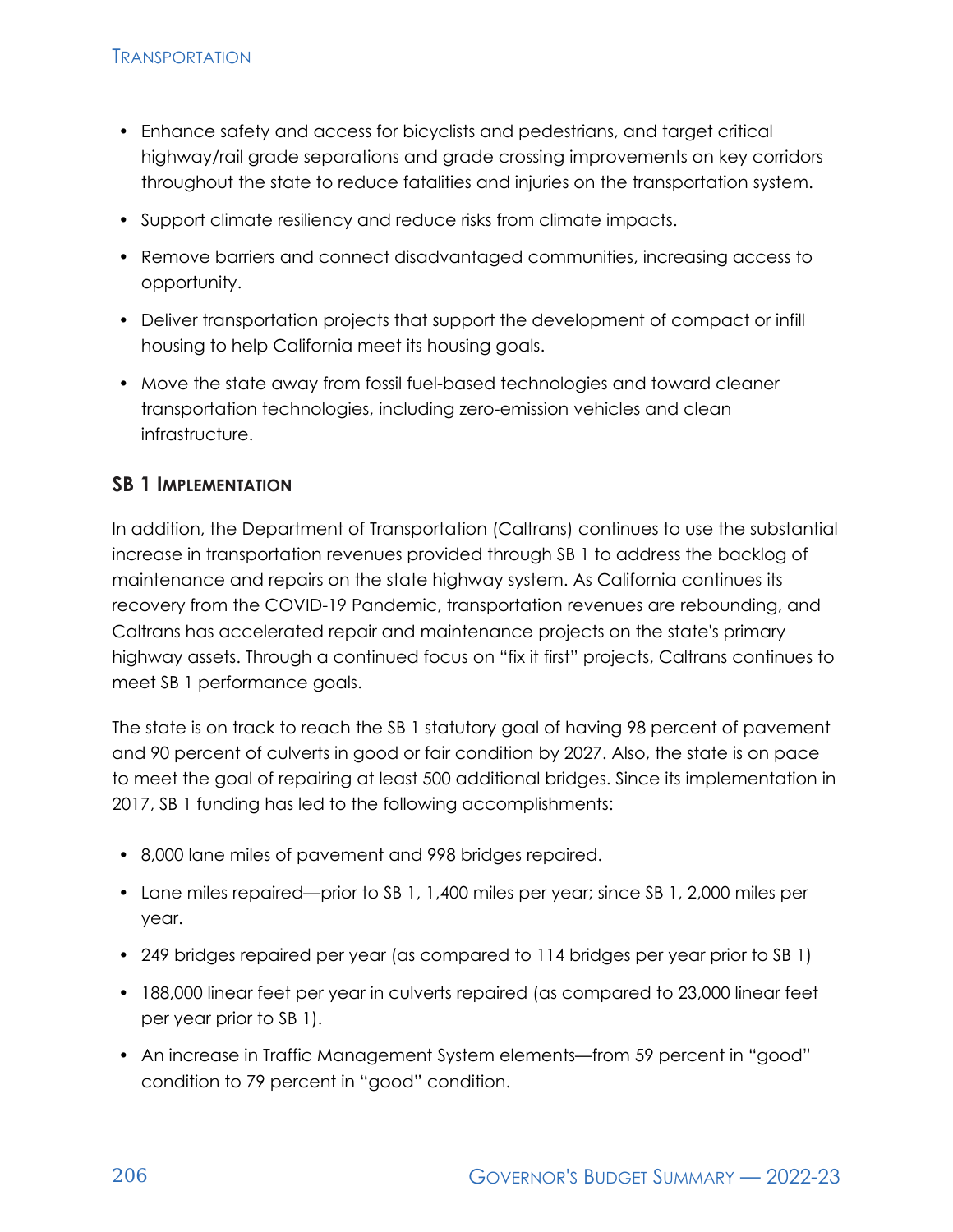- Enhance safety and access for bicyclists and pedestrians, and target critical highway/rail grade separations and grade crossing improvements on key corridors throughout the state to reduce fatalities and injuries on the transportation system.
- Support climate resiliency and reduce risks from climate impacts.
- Remove barriers and connect disadvantaged communities, increasing access to opportunity.
- Deliver transportation projects that support the development of compact or infill housing to help California meet its housing goals.
- Move the state away from fossil fuel-based technologies and toward cleaner transportation technologies, including zero-emission vehicles and clean infrastructure.

### SB 1 Implementation

In addition, the Department of Transportation (Caltrans) continues to use the substantial increase in transportation revenues provided through SB 1 to address the backlog of maintenance and repairs on the state highway system. As California continues its recovery from the COVID-19 Pandemic, transportation revenues are rebounding, and Caltrans has accelerated repair and maintenance projects on the state's primary highway assets. Through a continued focus on "fix it first" projects, Caltrans continues to meet SB 1 performance goals.

The state is on track to reach the SB 1 statutory goal of having 98 percent of pavement and 90 percent of culverts in good or fair condition by 2027. Also, the state is on pace to meet the goal of repairing at least 500 additional bridges. Since its implementation in 2017, SB 1 funding has led to the following accomplishments:

- 8,000 lane miles of pavement and 998 bridges repaired.
- Lane miles repaired—prior to SB 1, 1,400 miles per year; since SB 1, 2,000 miles per year.
- 249 bridges repaired per year (as compared to 114 bridges per year prior to SB 1)
- 188,000 linear feet per year in culverts repaired (as compared to 23,000 linear feet per year prior to SB 1).
- An increase in Traffic Management System elements—from 59 percent in "good" condition to 79 percent in "good" condition.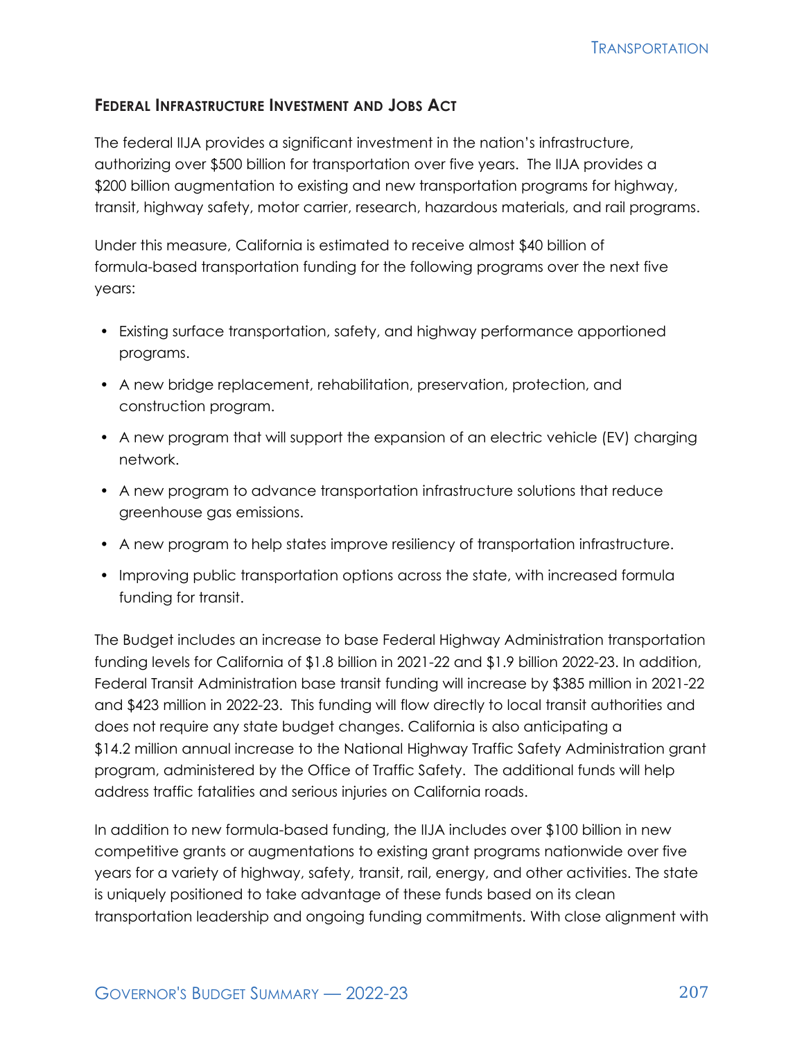### Federal Infrastructure Investment and Jobs Act

The federal IIJA provides a significant investment in the nation's infrastructure, authorizing over $500 billion for transportation over five years. The IIJA provides a $200 billion augmentation to existing and new transportation programs for highway, transit, highway safety, motor carrier, research, hazardous materials, and rail programs.

Under this measure, California is estimated to receive almost $40 billion of formula-based transportation funding for the following programs over the next five years:

- Existing surface transportation, safety, and highway performance apportioned programs.
- A new bridge replacement, rehabilitation, preservation, protection, and construction program.
- A new program that will support the expansion of an electric vehicle (EV) charging network.
- A new program to advance transportation infrastructure solutions that reduce greenhouse gas emissions.
- A new program to help states improve resiliency of transportation infrastructure.
- Improving public transportation options across the state, with increased formula funding for transit.

The Budget includes an increase to base Federal Highway Administration transportation funding levels for California of $1.8 billion in 2021-22 and $1.9 billion 2022-23. In addition, Federal Transit Administration base transit funding will increase by $385 million in 2021-22 and $423 million in 2022-23. This funding will flow directly to local transit authorities and does not require any state budget changes. California is also anticipating a $14.2 million annual increase to the National Highway Traffic Safety Administration grant program, administered by the Office of Traffic Safety. The additional funds will help address traffic fatalities and serious injuries on California roads.

In addition to new formula-based funding, the IIJA includes over $100 billion in new competitive grants or augmentations to existing grant programs nationwide over five years for a variety of highway, safety, transit, rail, energy, and other activities. The state is uniquely positioned to take advantage of these funds based on its clean transportation leadership and ongoing funding commitments. With close alignment with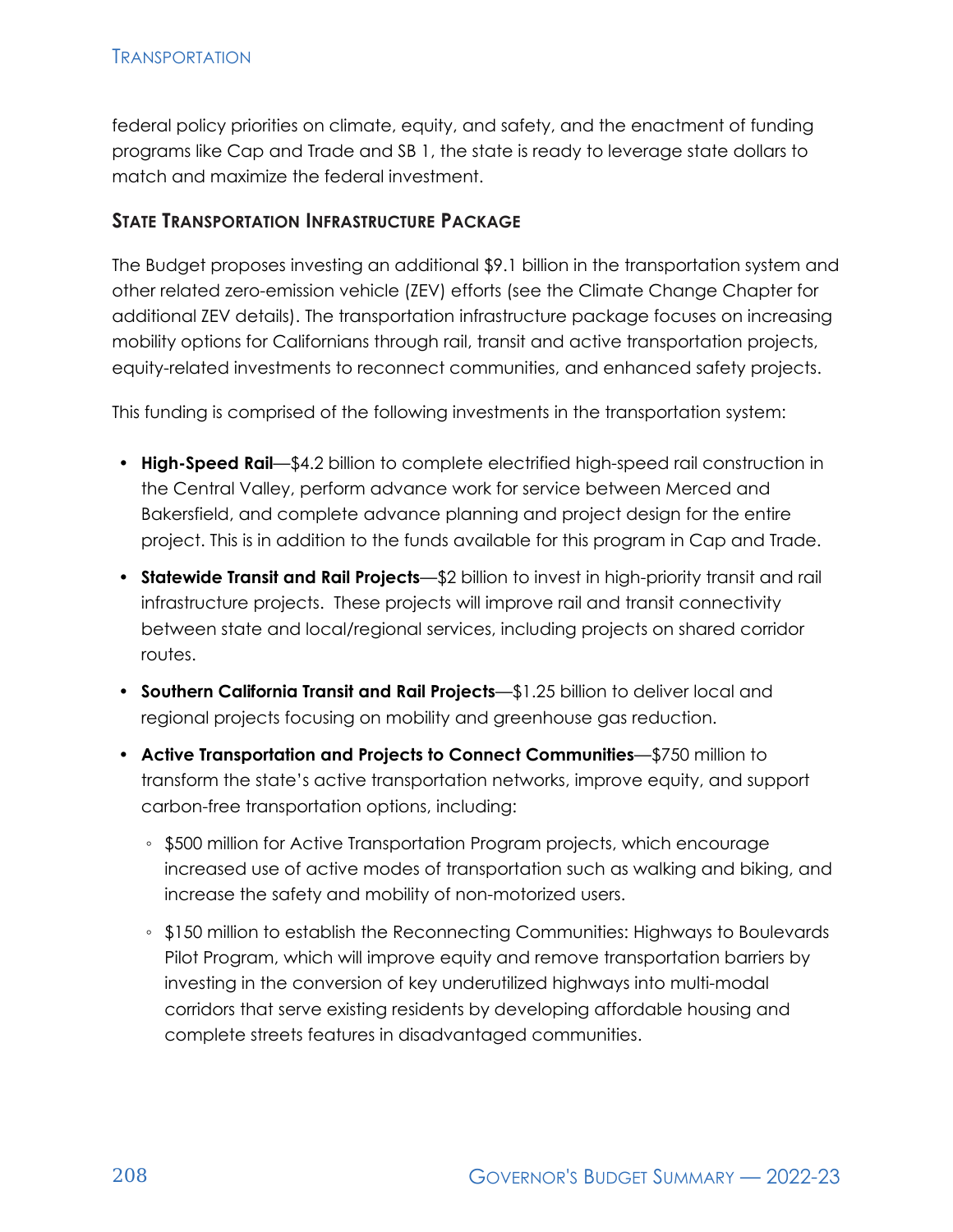federal policy priorities on climate, equity, and safety, and the enactment of funding programs like Cap and Trade and SB 1, the state is ready to leverage state dollars to match and maximize the federal investment.

### State Transportation Infrastructure Package

The Budget proposes investing an additional $9.1 billion in the transportation system and other related zero-emission vehicle (ZEV) efforts (see the Climate Change Chapter for additional ZEV details). The transportation infrastructure package focuses on increasing mobility options for Californians through rail, transit and active transportation projects, equity-related investments to reconnect communities, and enhanced safety projects.

This funding is comprised of the following investments in the transportation system:

- **High-Speed Rail**—$4.2 billion to complete electrified high-speed rail construction in the Central Valley, perform advance work for service between Merced and Bakersfield, and complete advance planning and project design for the entire project. This is in addition to the funds available for this program in Cap and Trade.
- **Statewide Transit and Rail Projects**—$2 billion to invest in high-priority transit and rail infrastructure projects. These projects will improve rail and transit connectivity between state and local/regional services, including projects on shared corridor routes.
- **Southern California Transit and Rail Projects**—$1.25 billion to deliver local and regional projects focusing on mobility and greenhouse gas reduction.
- **Active Transportation and Projects to Connect Communities**—$750 million to transform the state's active transportation networks, improve equity, and support carbon-free transportation options, including:
  - $500 million for Active Transportation Program projects, which encourage increased use of active modes of transportation such as walking and biking, and increase the safety and mobility of non-motorized users.
  - $150 million to establish the Reconnecting Communities: Highways to Boulevards Pilot Program, which will improve equity and remove transportation barriers by investing in the conversion of key underutilized highways into multi-modal corridors that serve existing residents by developing affordable housing and complete streets features in disadvantaged communities.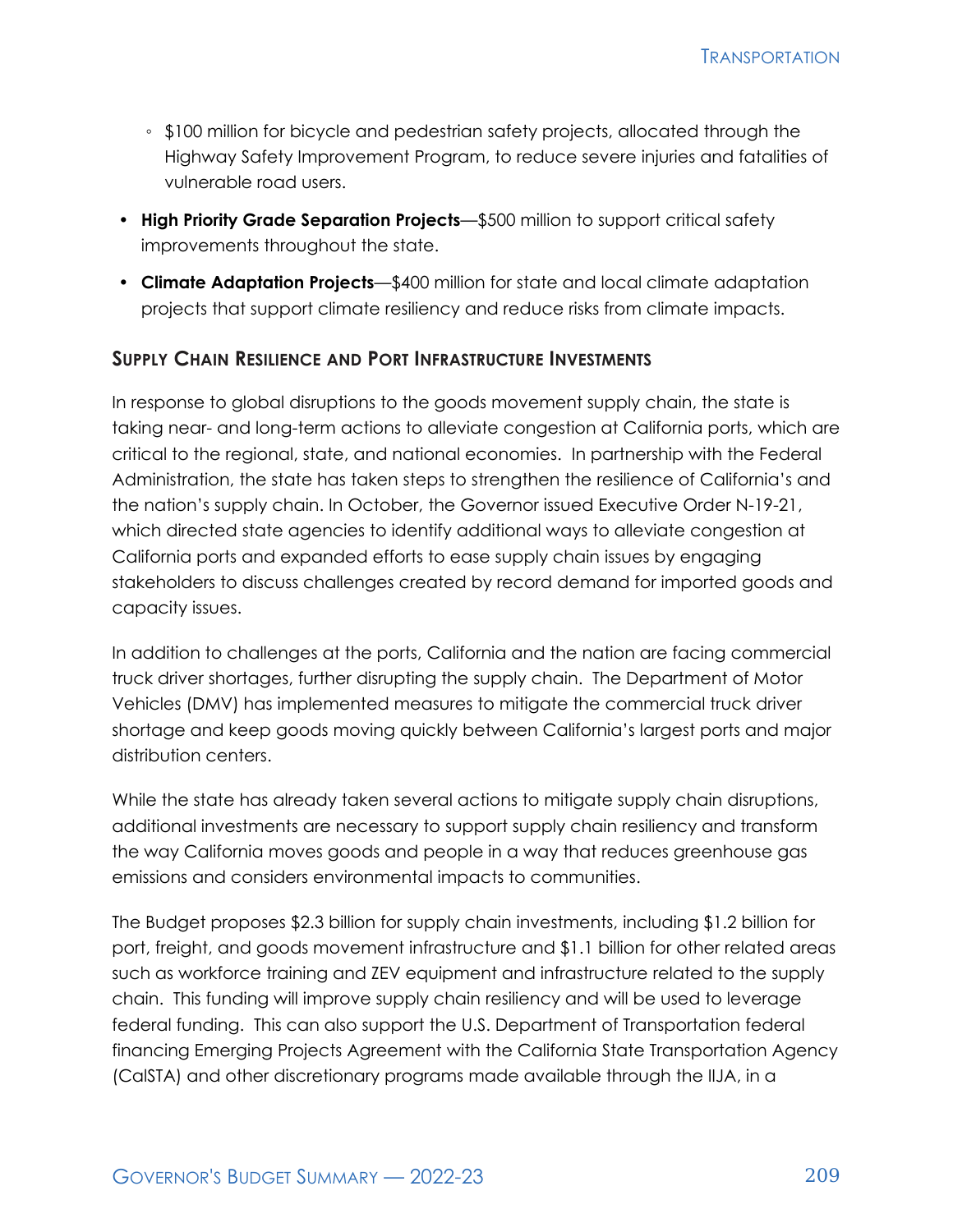- $100 million for bicycle and pedestrian safety projects, allocated through the Highway Safety Improvement Program, to reduce severe injuries and fatalities of vulnerable road users.

- **High Priority Grade Separation Projects**—$500 million to support critical safety improvements throughout the state.
- **Climate Adaptation Projects**—$400 million for state and local climate adaptation projects that support climate resiliency and reduce risks from climate impacts.

### Supply Chain Resilience and Port Infrastructure Investments

In response to global disruptions to the goods movement supply chain, the state is taking near- and long-term actions to alleviate congestion at California ports, which are critical to the regional, state, and national economies. In partnership with the Federal Administration, the state has taken steps to strengthen the resilience of California's and the nation's supply chain. In October, the Governor issued Executive Order N-19-21, which directed state agencies to identify additional ways to alleviate congestion at California ports and expanded efforts to ease supply chain issues by engaging stakeholders to discuss challenges created by record demand for imported goods and capacity issues.

In addition to challenges at the ports, California and the nation are facing commercial truck driver shortages, further disrupting the supply chain. The Department of Motor Vehicles (DMV) has implemented measures to mitigate the commercial truck driver shortage and keep goods moving quickly between California's largest ports and major distribution centers.

While the state has already taken several actions to mitigate supply chain disruptions, additional investments are necessary to support supply chain resiliency and transform the way California moves goods and people in a way that reduces greenhouse gas emissions and considers environmental impacts to communities.

The Budget proposes $2.3 billion for supply chain investments, including $1.2 billion for port, freight, and goods movement infrastructure and $1.1 billion for other related areas such as workforce training and ZEV equipment and infrastructure related to the supply chain. This funding will improve supply chain resiliency and will be used to leverage federal funding. This can also support the U.S. Department of Transportation federal financing Emerging Projects Agreement with the California State Transportation Agency (CalSTA) and other discretionary programs made available through the IIJA, in a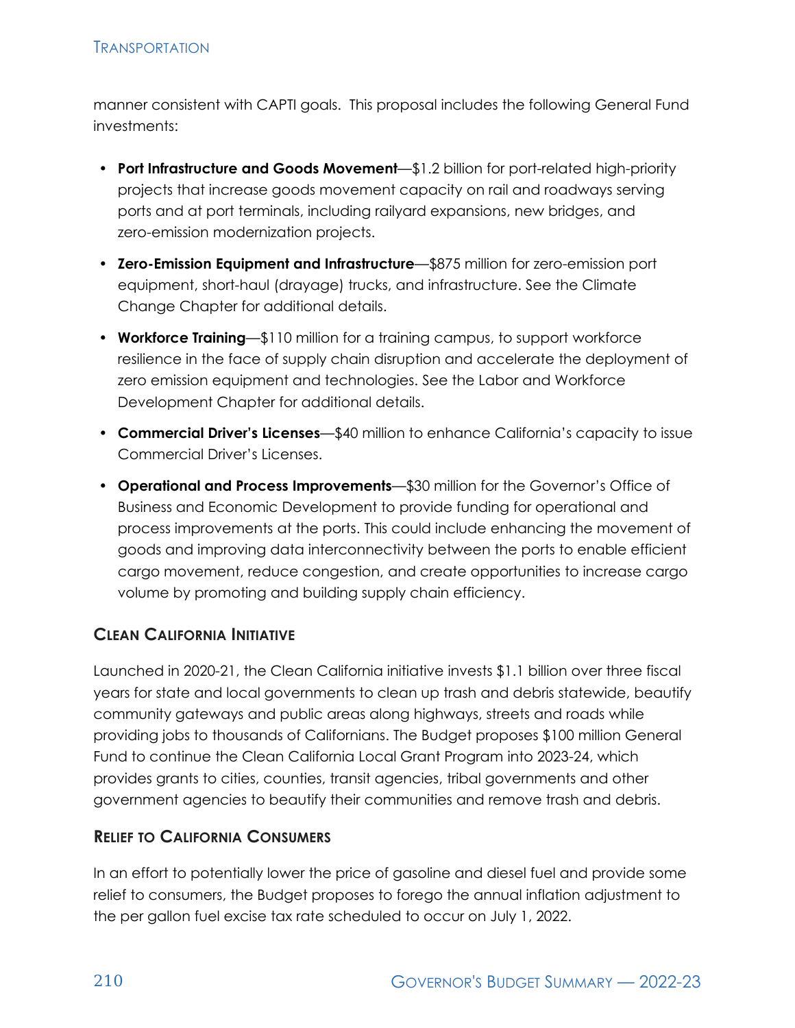manner consistent with CAPTI goals. This proposal includes the following General Fund investments:

- **Port Infrastructure and Goods Movement**—$1.2 billion for port-related high-priority projects that increase goods movement capacity on rail and roadways serving ports and at port terminals, including railyard expansions, new bridges, and zero-emission modernization projects.
- **Zero-Emission Equipment and Infrastructure**—$875 million for zero-emission port equipment, short-haul (drayage) trucks, and infrastructure. See the Climate Change Chapter for additional details.
- **Workforce Training**—$110 million for a training campus, to support workforce resilience in the face of supply chain disruption and accelerate the deployment of zero emission equipment and technologies. See the Labor and Workforce Development Chapter for additional details.
- **Commercial Driver's Licenses**—$40 million to enhance California's capacity to issue Commercial Driver's Licenses.
- **Operational and Process Improvements**—$30 million for the Governor's Office of Business and Economic Development to provide funding for operational and process improvements at the ports. This could include enhancing the movement of goods and improving data interconnectivity between the ports to enable efficient cargo movement, reduce congestion, and create opportunities to increase cargo volume by promoting and building supply chain efficiency.

### Clean California Initiative

Launched in 2020-21, the Clean California initiative invests $1.1 billion over three fiscal years for state and local governments to clean up trash and debris statewide, beautify community gateways and public areas along highways, streets and roads while providing jobs to thousands of Californians. The Budget proposes $100 million General Fund to continue the Clean California Local Grant Program into 2023-24, which provides grants to cities, counties, transit agencies, tribal governments and other government agencies to beautify their communities and remove trash and debris.

### Relief to California Consumers

In an effort to potentially lower the price of gasoline and diesel fuel and provide some relief to consumers, the Budget proposes to forego the annual inflation adjustment to the per gallon fuel excise tax rate scheduled to occur on July 1, 2022.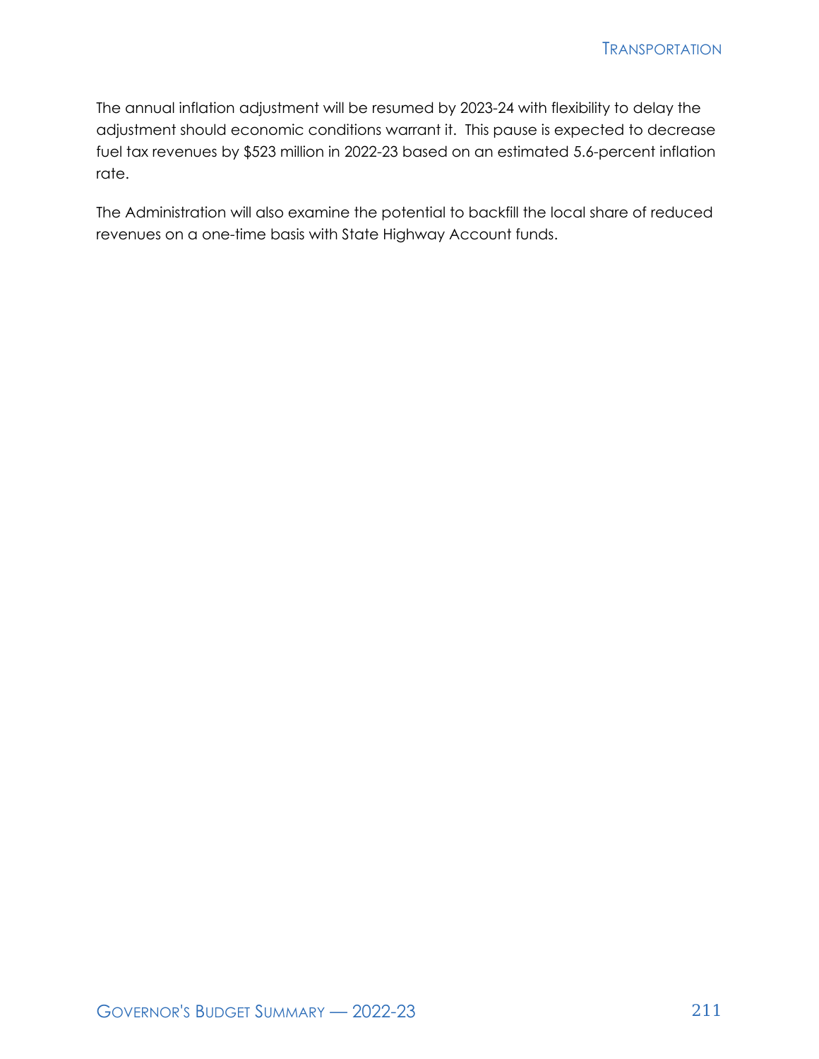The annual inflation adjustment will be resumed by 2023-24 with flexibility to delay the adjustment should economic conditions warrant it. This pause is expected to decrease fuel tax revenues by $523 million in 2022-23 based on an estimated 5.6-percent inflation rate.

The Administration will also examine the potential to backfill the local share of reduced revenues on a one-time basis with State Highway Account funds.